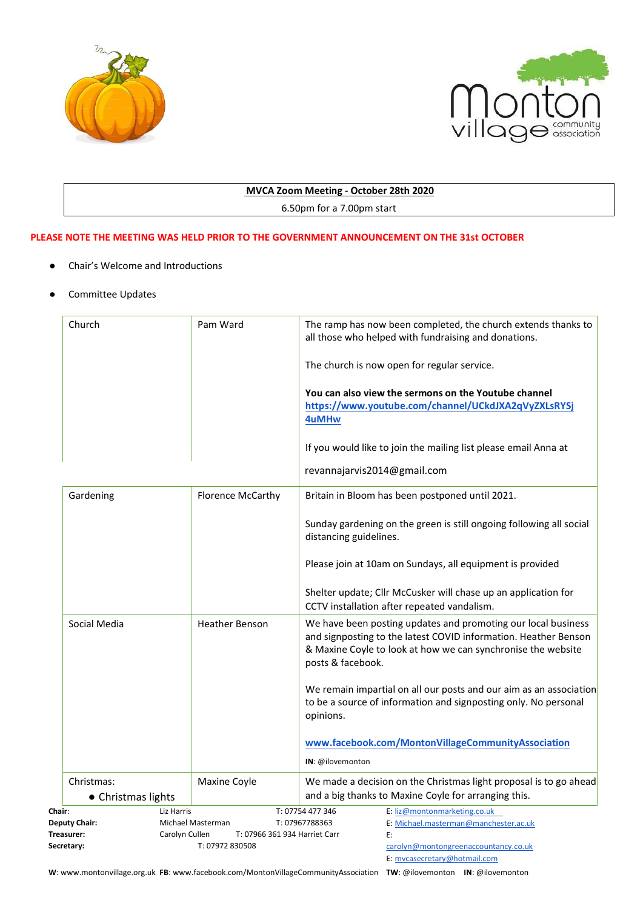**MVCA Zoom Meeting - October 28th 2020**

6.50pm for a 7.00pm start

**PLEASE NOTE THE MEETING WAS HELD PRIOR TO THE GOVERNMENT ANNOUNCEMENT ON THE 31st OCTOBER**

- Chair's Welcome and Introductions
- Committee Updates

| | | |
|---|---|---|
| Church | Pam Ward | The ramp has now been completed, the church extends thanks to all those who helped with fundraising and donations.<br><br>The church is now open for regular service.<br><br>**You can also view the sermons on the Youtube channel** **https://www.youtube.com/channel/UCkdJXA2qVyZXLsRYSj4uMHw**<br><br>If you would like to join the mailing list please email Anna at<br><br>revannajarvis2014@gmail.com |
| Gardening | Florence McCarthy | Britain in Bloom has been postponed until 2021.<br><br>Sunday gardening on the green is still ongoing following all social distancing guidelines.<br><br>Please join at 10am on Sundays, all equipment is provided<br><br>Shelter update; Cllr McCusker will chase up an application for CCTV installation after repeated vandalism. |
| Social Media | Heather Benson | We have been posting updates and promoting our local business and signposting to the latest COVID information. Heather Benson & Maxine Coyle to look at how we can synchronise the website posts & facebook.<br><br>We remain impartial on all our posts and our aim as an association to be a source of information and signposting only. No personal opinions.<br><br>**www.facebook.com/MontonVillageCommunityAssociation**<br><br>**IN**: @ilovemonton |
| Christmas:<br>• Christmas lights | Maxine Coyle | We made a decision on the Christmas light proposal is to go ahead and a big thanks to Maxine Coyle for arranging this. |

**Chair**: Liz Harris T: 07754 477 346 E: liz@montonmarketing.co.uk
**Deputy Chair:** Michael Masterman T: 07967788363 E: Michael.masterman@manchester.ac.uk
**Treasurer:** Carolyn Cullen T: 07966 361 934 Harriet Carr E: carolyn@montongreenaccountancy.co.uk
**Secretary:** T: 07972 830508 E: mvcasecretary@hotmail.com

**W**: www.montonvillage.org.uk **FB**: www.facebook.com/MontonVillageCommunityAssociation **TW**: @ilovemonton **IN**: @ilovemonton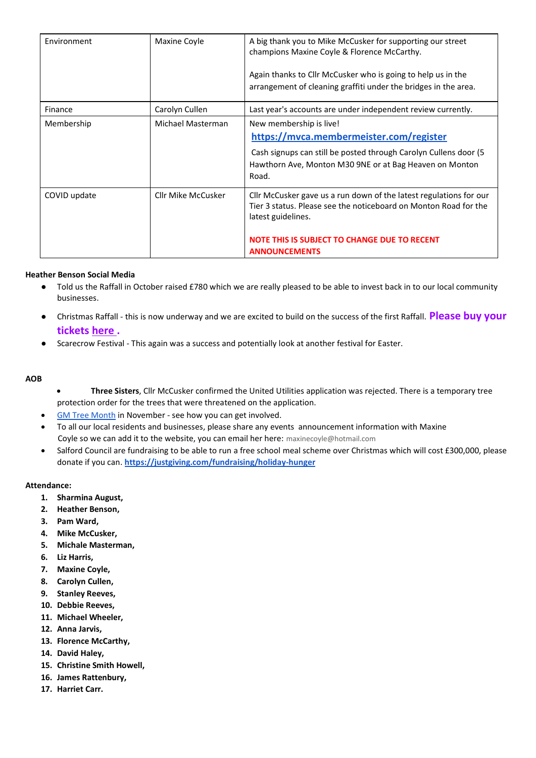| | | |
|---|---|---|
| Environment | Maxine Coyle | A big thank you to Mike McCusker for supporting our street champions Maxine Coyle & Florence McCarthy.<br><br>Again thanks to Cllr McCusker who is going to help us in the arrangement of cleaning graffiti under the bridges in the area. |
| Finance | Carolyn Cullen | Last year's accounts are under independent review currently. |
| Membership | Michael Masterman | New membership is live!<br>**https://mvca.membermeister.com/register**<br>Cash signups can still be posted through Carolyn Cullens door (5 Hawthorn Ave, Monton M30 9NE or at Bag Heaven on Monton Road. |
| COVID update | Cllr Mike McCusker | Cllr McCusker gave us a run down of the latest regulations for our Tier 3 status. Please see the noticeboard on Monton Road for the latest guidelines.<br><br>**NOTE THIS IS SUBJECT TO CHANGE DUE TO RECENT ANNOUNCEMENTS** |

**Heather Benson Social Media**

- Told us the Raffall in October raised £780 which we are really pleased to be able to invest back in to our local community businesses.
- Christmas Raffall - this is now underway and we are excited to build on the success of the first Raffall. **Please buy your tickets here .**
- Scarecrow Festival - This again was a success and potentially look at another festival for Easter.

**AOB**

- **Three Sisters**, Cllr McCusker confirmed the United Utilities application was rejected. There is a temporary tree protection order for the trees that were threatened on the application.
- GM Tree Month in November - see how you can get involved.
- To all our local residents and businesses, please share any events announcement information with Maxine Coyle so we can add it to the website, you can email her here: maxinecoyle@hotmail.com
- Salford Council are fundraising to be able to run a free school meal scheme over Christmas which will cost £300,000, please donate if you can. **https://justgiving.com/fundraising/holiday-hunger**

**Attendance:**

1. **Sharmina August,**
2. **Heather Benson,**
3. **Pam Ward,**
4. **Mike McCusker,**
5. **Michale Masterman,**
6. **Liz Harris,**
7. **Maxine Coyle,**
8. **Carolyn Cullen,**
9. **Stanley Reeves,**
10. **Debbie Reeves,**
11. **Michael Wheeler,**
12. **Anna Jarvis,**
13. **Florence McCarthy,**
14. **David Haley,**
15. **Christine Smith Howell,**
16. **James Rattenbury,**
17. **Harriet Carr.**